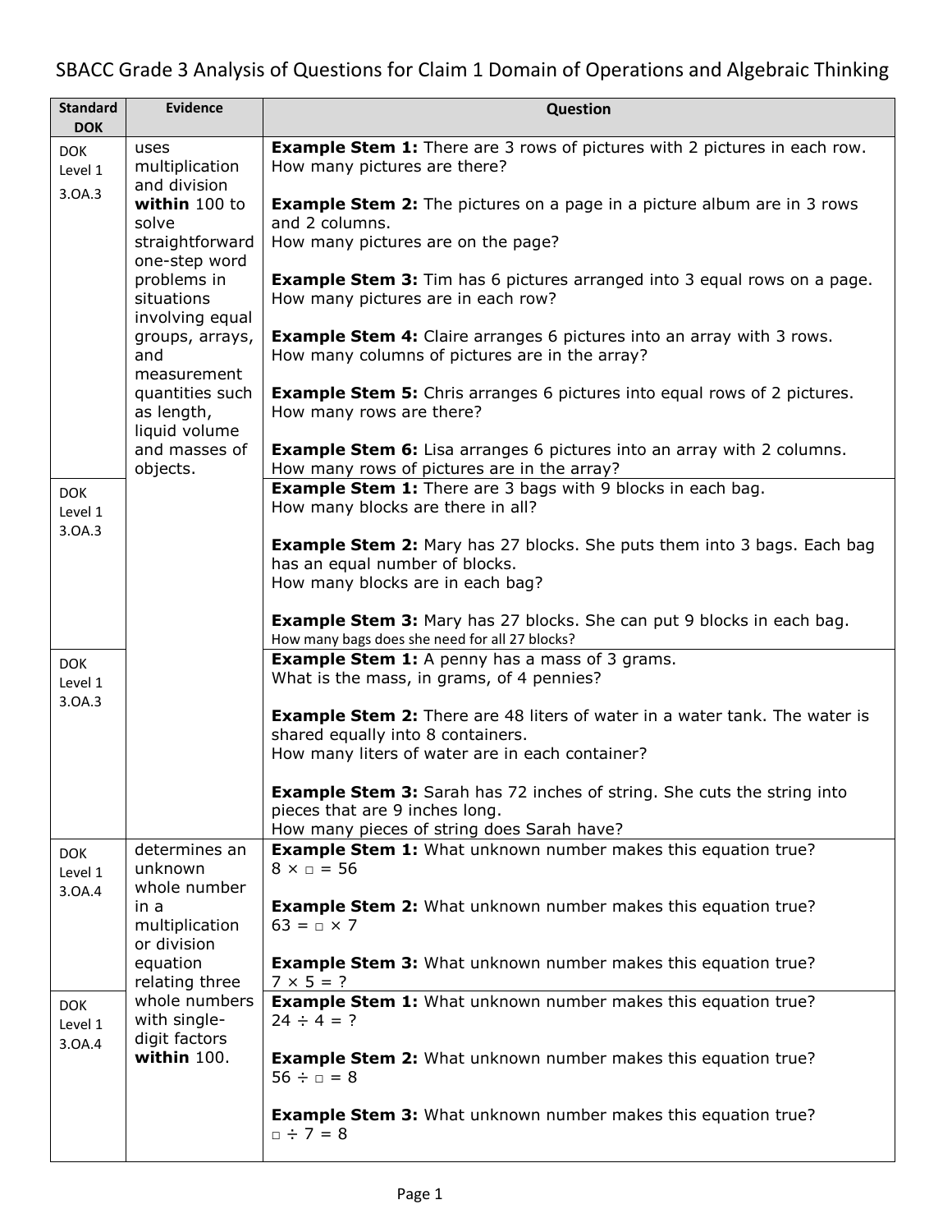# SBACC Grade 3 Analysis of Questions for Claim 1 Domain of Operations and Algebraic Thinking

| Standard DOK | Evidence | Question |
|---|---|---|
| DOK Level 1 3.OA.3 | uses multiplication and division **within** 100 to solve straightforward one-step word problems in situations involving equal groups, arrays, and measurement quantities such as length, liquid volume and masses of objects. | **Example Stem 1:** There are 3 rows of pictures with 2 pictures in each row. How many pictures are there?<br><br>**Example Stem 2:** The pictures on a page in a picture album are in 3 rows and 2 columns.<br>How many pictures are on the page?<br><br>**Example Stem 3:** Tim has 6 pictures arranged into 3 equal rows on a page. How many pictures are in each row?<br><br>**Example Stem 4:** Claire arranges 6 pictures into an array with 3 rows. How many columns of pictures are in the array?<br><br>**Example Stem 5:** Chris arranges 6 pictures into equal rows of 2 pictures. How many rows are there?<br><br>**Example Stem 6:** Lisa arranges 6 pictures into an array with 2 columns. How many rows of pictures are in the array? |
| DOK Level 1 3.OA.3 | | **Example Stem 1:** There are 3 bags with 9 blocks in each bag.<br>How many blocks are there in all?<br><br>**Example Stem 2:** Mary has 27 blocks. She puts them into 3 bags. Each bag has an equal number of blocks.<br>How many blocks are in each bag?<br><br>**Example Stem 3:** Mary has 27 blocks. She can put 9 blocks in each bag.<br>How many bags does she need for all 27 blocks? |
| DOK Level 1 3.OA.3 | | **Example Stem 1:** A penny has a mass of 3 grams.<br>What is the mass, in grams, of 4 pennies?<br><br>**Example Stem 2:** There are 48 liters of water in a water tank. The water is shared equally into 8 containers.<br>How many liters of water are in each container?<br><br>**Example Stem 3:** Sarah has 72 inches of string. She cuts the string into pieces that are 9 inches long.<br>How many pieces of string does Sarah have? |
| DOK Level 1 3.OA.4 | determines an unknown whole number in a multiplication or division equation relating three whole numbers with single-digit factors **within** 100. | **Example Stem 1:** What unknown number makes this equation true?<br>$8 \times \square = 56$<br><br>**Example Stem 2:** What unknown number makes this equation true?<br>$63 = \square \times 7$<br><br>**Example Stem 3:** What unknown number makes this equation true?<br>$7 \times 5 = ?$ |
| DOK Level 1 3.OA.4 | | **Example Stem 1:** What unknown number makes this equation true?<br>$24 \div 4 = ?$<br><br>**Example Stem 2:** What unknown number makes this equation true?<br>$56 \div \square = 8$<br><br>**Example Stem 3:** What unknown number makes this equation true?<br>$\square \div 7 = 8$ |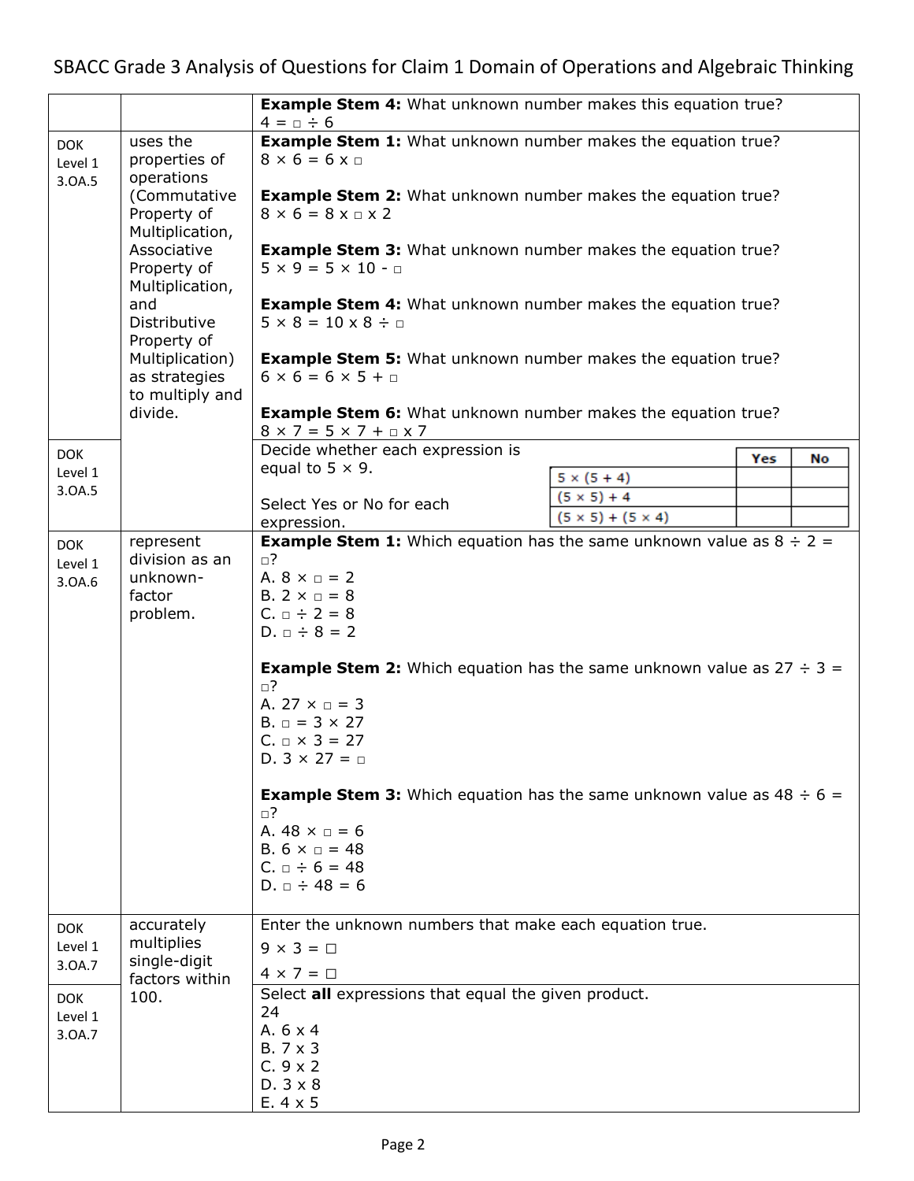SBACC Grade 3 Analysis of Questions for Claim 1 Domain of Operations and Algebraic Thinking

| | | |
|---|---|---|
| | | **Example Stem 4:** What unknown number makes this equation true?<br>$4 = \square \div 6$ |
| DOK Level 1 3.OA.5 | uses the properties of operations (Commutative Property of Multiplication, Associative Property of Multiplication, and Distributive Property of Multiplication) as strategies to multiply and divide. | **Example Stem 1:** What unknown number makes the equation true?<br>$8 \times 6 = 6 \times \square$<br><br>**Example Stem 2:** What unknown number makes the equation true?<br>$8 \times 6 = 8 \times \square \times 2$<br><br>**Example Stem 3:** What unknown number makes the equation true?<br>$5 \times 9 = 5 \times 10 - \square$<br><br>**Example Stem 4:** What unknown number makes the equation true?<br>$5 \times 8 = 10 \times 8 \div \square$<br><br>**Example Stem 5:** What unknown number makes the equation true?<br>$6 \times 6 = 6 \times 5 + \square$<br><br>**Example Stem 6:** What unknown number makes the equation true?<br>$8 \times 7 = 5 \times 7 + \square \times 7$ |
| DOK Level 1 3.OA.5 | | Decide whether each expression is equal to $5 \times 9$.<br><br>Select Yes or No for each expression.<br><br>\| \| Yes \| No \|<br>\| $5 \times (5 + 4)$ \| \| \|<br>\| $(5 \times 5) + 4$ \| \| \|<br>\| $(5 \times 5) + (5 \times 4)$ \| \| \| |
| DOK Level 1 3.OA.6 | represent division as an unknown-factor problem. | **Example Stem 1:** Which equation has the same unknown value as $8 \div 2 = \square$?<br>A. $8 \times \square = 2$<br>B. $2 \times \square = 8$<br>C. $\square \div 2 = 8$<br>D. $\square \div 8 = 2$<br><br>**Example Stem 2:** Which equation has the same unknown value as $27 \div 3 = \square$?<br>A. $27 \times \square = 3$<br>B. $\square = 3 \times 27$<br>C. $\square \times 3 = 27$<br>D. $3 \times 27 = \square$<br><br>**Example Stem 3:** Which equation has the same unknown value as $48 \div 6 = \square$?<br>A. $48 \times \square = 6$<br>B. $6 \times \square = 48$<br>C. $\square \div 6 = 48$<br>D. $\square \div 48 = 6$ |
| DOK Level 1 3.OA.7 | accurately multiplies single-digit factors within 100. | Enter the unknown numbers that make each equation true.<br>$9 \times 3 = \square$<br>$4 \times 7 = \square$ |
| DOK Level 1 3.OA.7 | | Select **all** expressions that equal the given product.<br>24<br>A. $6 \times 4$<br>B. $7 \times 3$<br>C. $9 \times 2$<br>D. $3 \times 8$<br>E. $4 \times 5$ |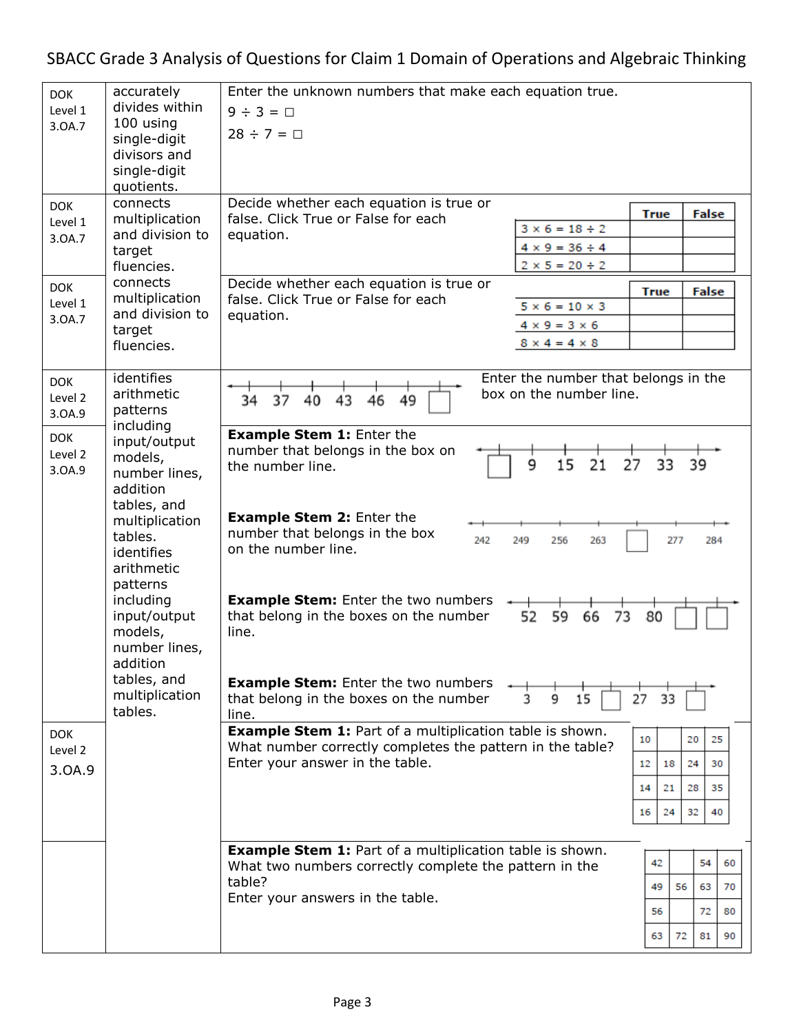# SBACC Grade 3 Analysis of Questions for Claim 1 Domain of Operations and Algebraic Thinking

| | | |
|---|---|---|
| DOK Level 1 3.OA.7 | accurately divides within 100 using single-digit divisors and single-digit quotients. | Enter the unknown numbers that make each equation true.<br>9 ÷ 3 = □<br>28 ÷ 7 = □ |
| DOK Level 1 3.OA.7 | connects multiplication and division to target fluencies. | Decide whether each equation is true or false. Click True or False for each equation.<br><br>Equations (True / False): 3 × 6 = 18 ÷ 2; 4 × 9 = 36 ÷ 4; 2 × 5 = 20 ÷ 2 |
| DOK Level 1 3.OA.7 | connects multiplication and division to target fluencies. | Decide whether each equation is true or false. Click True or False for each equation.<br><br>Equations (True / False): 5 × 6 = 10 × 3; 4 × 9 = 3 × 6; 8 × 4 = 4 × 8 |
| DOK Level 2 3.OA.9 | identifies arithmetic patterns including input/output models, number lines, addition tables, and multiplication tables. | Number line: 34, 37, 40, 43, 46, 49, □<br>Enter the number that belongs in the box on the number line. |
| DOK Level 2 3.OA.9 | identifies arithmetic patterns including input/output models, number lines, addition tables, and multiplication tables. | **Example Stem 1:** Enter the number that belongs in the box on the number line.<br>Number line: □, 9, 15, 21, 27, 33, 39<br><br>**Example Stem 2:** Enter the number that belongs in the box on the number line.<br>Number line: 242, 249, 256, 263, □, 277, 284<br><br>**Example Stem:** Enter the two numbers that belong in the boxes on the number line.<br>Number line: 52, 59, 66, 73, 80, □, □<br><br>**Example Stem:** Enter the two numbers that belong in the boxes on the number line.<br>Number line: 3, 9, 15, □, 27, 33, □ |
| DOK Level 2 3.OA.9 | | **Example Stem 1:** Part of a multiplication table is shown. What number correctly completes the pattern in the table? Enter your answer in the table.<br><br>Table rows: 10, □, 20, 25 / 12, 18, 24, 30 / 14, 21, 28, 35 / 16, 24, 32, 40 |
| | | **Example Stem 1:** Part of a multiplication table is shown. What two numbers correctly complete the pattern in the table?<br>Enter your answers in the table.<br><br>Table rows: 42, □, 54, 60 / 49, 56, 63, 70 / 56, □, 72, 80 / 63, 72, 81, 90 |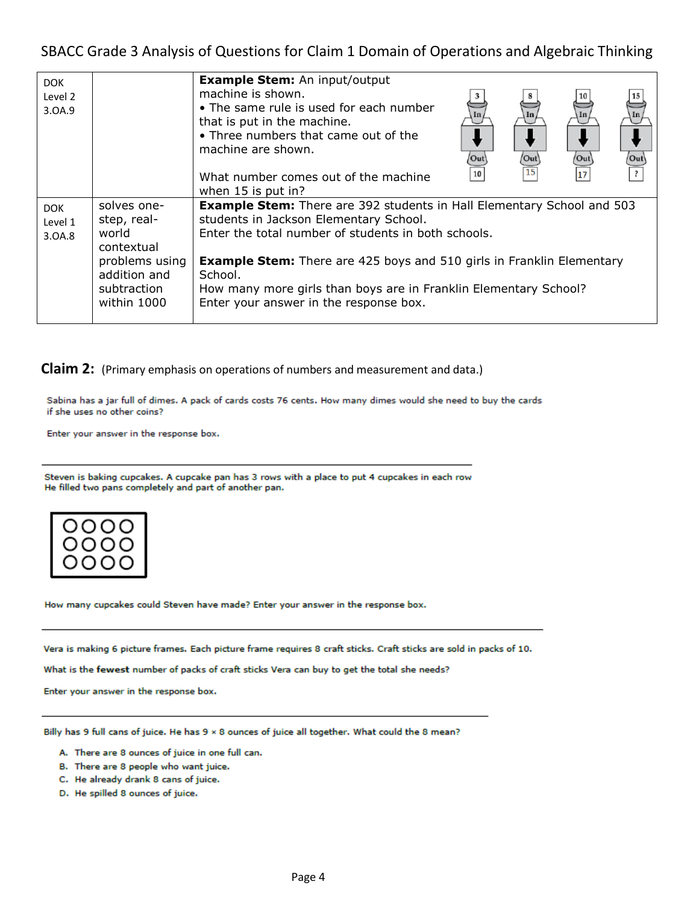SBACC Grade 3 Analysis of Questions for Claim 1 Domain of Operations and Algebraic Thinking

| | | |
|---|---|---|
| DOK Level 2 3.OA.9 | | **Example Stem:** An input/output machine is shown.<br>• The same rule is used for each number that is put in the machine.<br>• Three numbers that came out of the machine are shown.<br><br>In: 3 → Out: 10; In: 8 → Out: 15; In: 10 → Out: 17; In: 15 → Out: ?<br><br>What number comes out of the machine when 15 is put in? |
| DOK Level 1 3.OA.8 | solves one-step, real-world contextual problems using addition and subtraction within 1000 | **Example Stem:** There are 392 students in Hall Elementary School and 503 students in Jackson Elementary School.<br>Enter the total number of students in both schools.<br><br>**Example Stem:** There are 425 boys and 510 girls in Franklin Elementary School.<br>How many more girls than boys are in Franklin Elementary School?<br>Enter your answer in the response box. |

**Claim 2:** (Primary emphasis on operations of numbers and measurement and data.)

Sabina has a jar full of dimes. A pack of cards costs 76 cents. How many dimes would she need to buy the cards if she uses no other coins?

Enter your answer in the response box.

---

Steven is baking cupcakes. A cupcake pan has 3 rows with a place to put 4 cupcakes in each row
He filled two pans completely and part of another pan.

How many cupcakes could Steven have made? Enter your answer in the response box.

---

Vera is making 6 picture frames. Each picture frame requires 8 craft sticks. Craft sticks are sold in packs of 10.

What is the **fewest** number of packs of craft sticks Vera can buy to get the total she needs?

Enter your answer in the response box.

---

Billy has 9 full cans of juice. He has $9 \times 8$ ounces of juice all together. What could the 8 mean?

A. There are 8 ounces of juice in one full can.
B. There are 8 people who want juice.
C. He already drank 8 cans of juice.
D. He spilled 8 ounces of juice.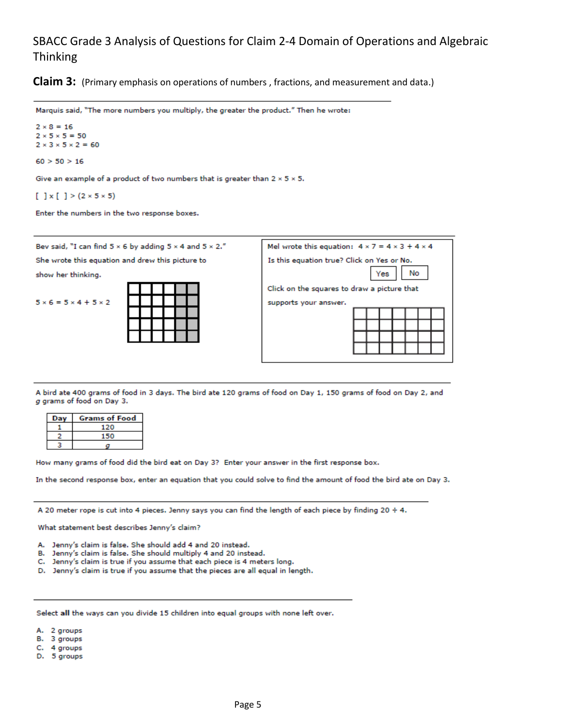SBACC Grade 3 Analysis of Questions for Claim 2-4 Domain of Operations and Algebraic Thinking

**Claim 3:** (Primary emphasis on operations of numbers , fractions, and measurement and data.)

---

Marquis said, "The more numbers you multiply, the greater the product." Then he wrote:

$2 \times 8 = 16$
$2 \times 5 \times 5 = 50$
$2 \times 3 \times 5 \times 2 = 60$

$60 > 50 > 16$

Give an example of a product of two numbers that is greater than $2 \times 5 \times 5$.

[ ] × [ ] > (2 × 5 × 5)

Enter the numbers in the two response boxes.

---

Bev said, "I can find $5 \times 6$ by adding $5 \times 4$ and $5 \times 2$."

She wrote this equation and drew this picture to show her thinking.

$5 \times 6 = 5 \times 4 + 5 \times 2$

Mel wrote this equation: $4 \times 7 = 4 \times 3 + 4 \times 4$

Is this equation true? Click on Yes or No.

Yes No

Click on the squares to draw a picture that supports your answer.

---

A bird ate 400 grams of food in 3 days. The bird ate 120 grams of food on Day 1, 150 grams of food on Day 2, and *g* grams of food on Day 3.

| Day | Grams of Food |
| --- | --- |
| 1 | 120 |
| 2 | 150 |
| 3 | *g* |

How many grams of food did the bird eat on Day 3? Enter your answer in the first response box.

In the second response box, enter an equation that you could solve to find the amount of food the bird ate on Day 3.

---

A 20 meter rope is cut into 4 pieces. Jenny says you can find the length of each piece by finding $20 \div 4$.

What statement best describes Jenny's claim?

A. Jenny's claim is false. She should add 4 and 20 instead.
B. Jenny's claim is false. She should multiply 4 and 20 instead.
C. Jenny's claim is true if you assume that each piece is 4 meters long.
D. Jenny's claim is true if you assume that the pieces are all equal in length.

---

Select **all** the ways can you divide 15 children into equal groups with none left over.

A. 2 groups
B. 3 groups
C. 4 groups
D. 5 groups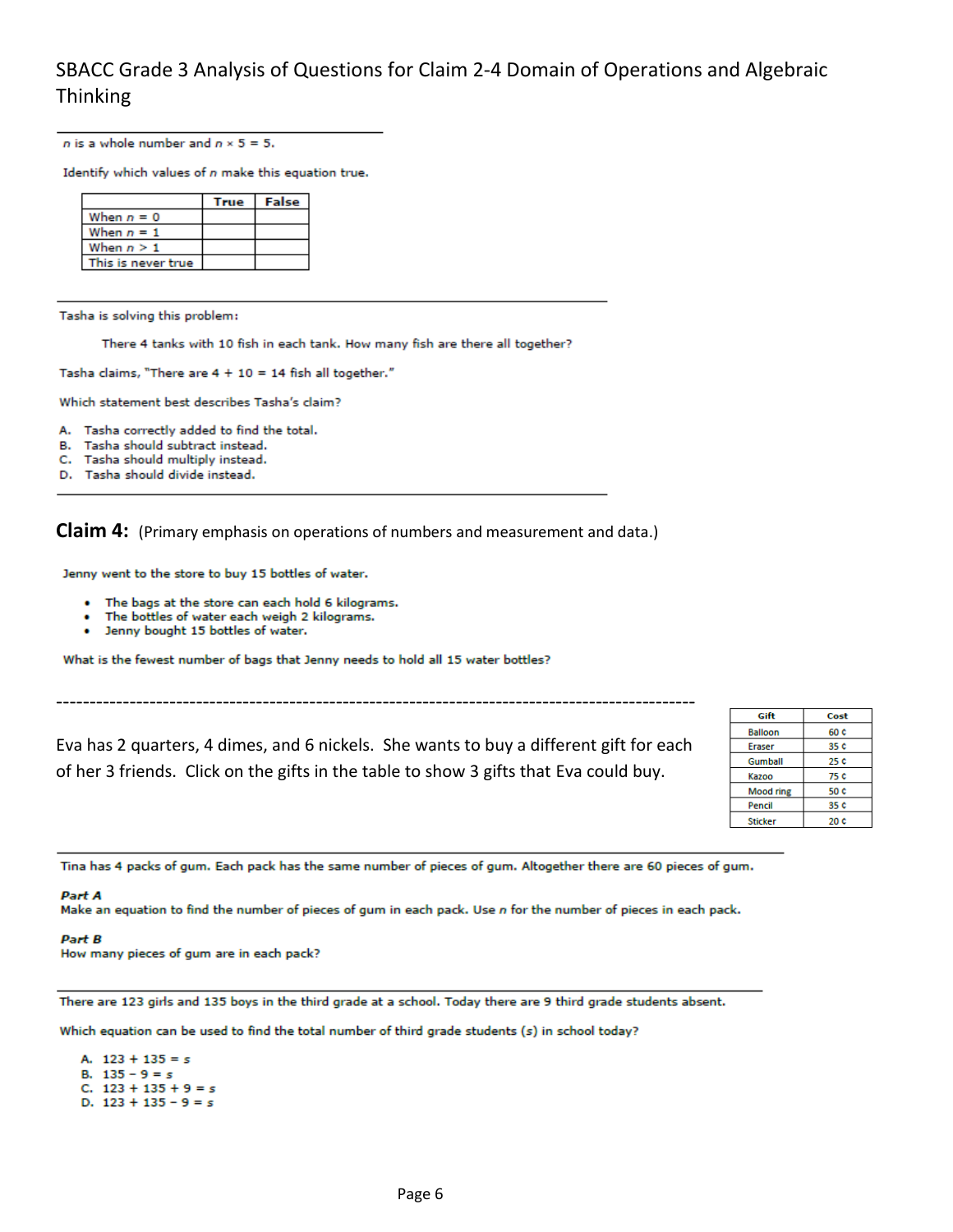# SBACC Grade 3 Analysis of Questions for Claim 2-4 Domain of Operations and Algebraic Thinking

---

$n$ is a whole number and $n \times 5 = 5$.

Identify which values of $n$ make this equation true.

| | True | False |
|---|---|---|
| When $n = 0$ | | |
| When $n = 1$ | | |
| When $n > 1$ | | |
| This is never true | | |

---

Tasha is solving this problem:

> There 4 tanks with 10 fish in each tank. How many fish are there all together?

Tasha claims, "There are $4 + 10 = 14$ fish all together."

Which statement best describes Tasha's claim?

A. Tasha correctly added to find the total.
B. Tasha should subtract instead.
C. Tasha should multiply instead.
D. Tasha should divide instead.

---

**Claim 4:** (Primary emphasis on operations of numbers and measurement and data.)

Jenny went to the store to buy 15 bottles of water.

- The bags at the store can each hold 6 kilograms.
- The bottles of water each weigh 2 kilograms.
- Jenny bought 15 bottles of water.

What is the fewest number of bags that Jenny needs to hold all 15 water bottles?

---

Eva has 2 quarters, 4 dimes, and 6 nickels. She wants to buy a different gift for each of her 3 friends. Click on the gifts in the table to show 3 gifts that Eva could buy.

| Gift | Cost |
|---|---|
| Balloon | 60 ¢ |
| Eraser | 35 ¢ |
| Gumball | 25 ¢ |
| Kazoo | 75 ¢ |
| Mood ring | 50 ¢ |
| Pencil | 35 ¢ |
| Sticker | 20 ¢ |

---

Tina has 4 packs of gum. Each pack has the same number of pieces of gum. Altogether there are 60 pieces of gum.

***Part A***
Make an equation to find the number of pieces of gum in each pack. Use $n$ for the number of pieces in each pack.

***Part B***
How many pieces of gum are in each pack?

---

There are 123 girls and 135 boys in the third grade at a school. Today there are 9 third grade students absent.

Which equation can be used to find the total number of third grade students ($s$) in school today?

A. $123 + 135 = s$
B. $135 - 9 = s$
C. $123 + 135 + 9 = s$
D. $123 + 135 - 9 = s$